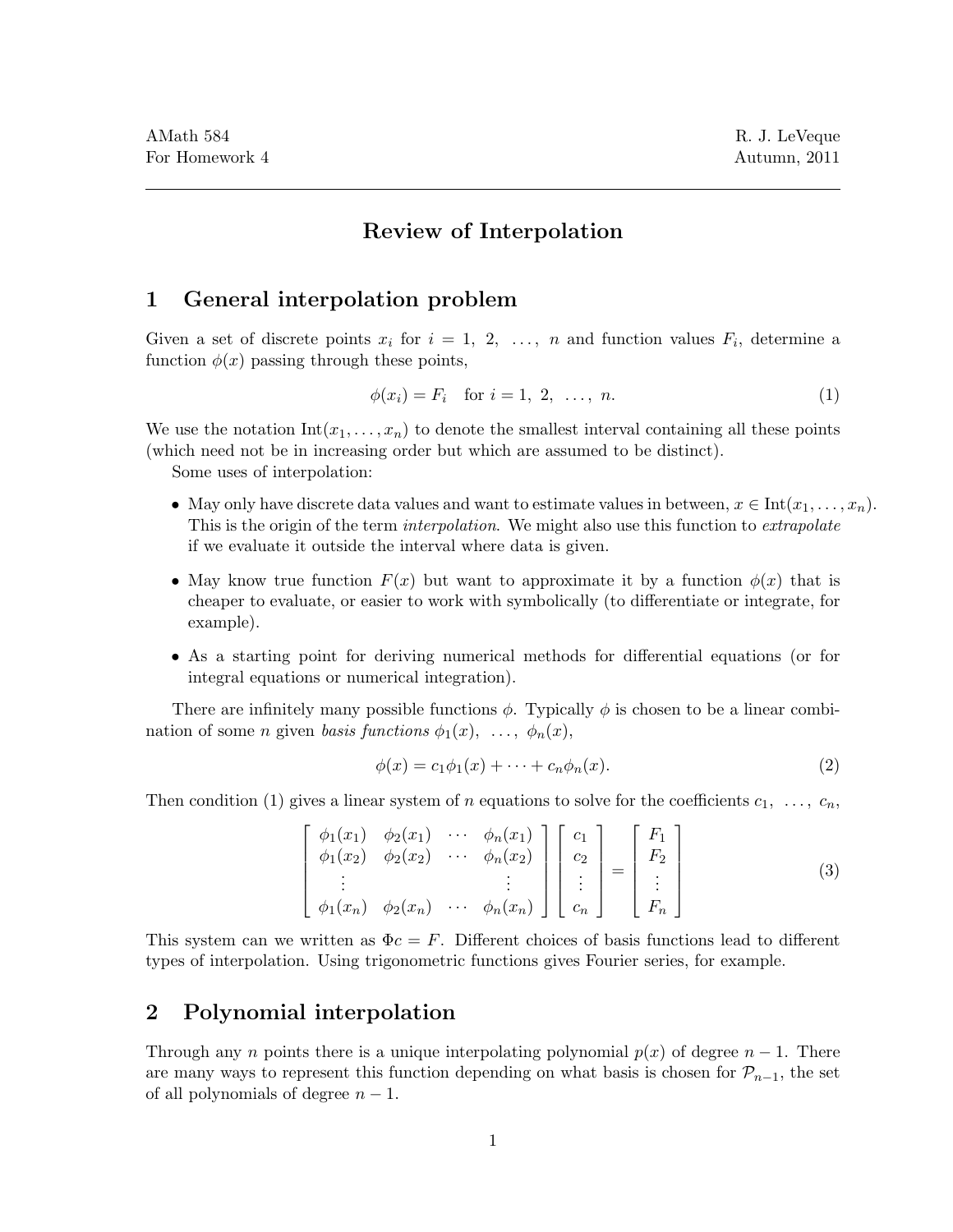AMath 584
For Homework 4

R. J. LeVeque
Autumn, 2011

# Review of Interpolation

## 1 General interpolation problem

Given a set of discrete points $x_i$ for $i = 1,\ 2,\ \ldots,\ n$ and function values $F_i$, determine a function $\phi(x)$ passing through these points,

$$\phi(x_i) = F_i \quad \text{for } i = 1,\ 2,\ \ldots,\ n. \tag{1}$$

We use the notation $\text{Int}(x_1, \ldots, x_n)$ to denote the smallest interval containing all these points (which need not be in increasing order but which are assumed to be distinct).

Some uses of interpolation:

- May only have discrete data values and want to estimate values in between, $x \in \text{Int}(x_1, \ldots, x_n)$. This is the origin of the term *interpolation*. We might also use this function to *extrapolate* if we evaluate it outside the interval where data is given.
- May know true function $F(x)$ but want to approximate it by a function $\phi(x)$ that is cheaper to evaluate, or easier to work with symbolically (to differentiate or integrate, for example).
- As a starting point for deriving numerical methods for differential equations (or for integral equations or numerical integration).

There are infinitely many possible functions $\phi$. Typically $\phi$ is chosen to be a linear combination of some $n$ given *basis functions* $\phi_1(x),\ \ldots,\ \phi_n(x)$,

$$\phi(x) = c_1\phi_1(x) + \cdots + c_n\phi_n(x). \tag{2}$$

Then condition (1) gives a linear system of $n$ equations to solve for the coefficients $c_1,\ \ldots,\ c_n$,

$$\begin{bmatrix} \phi_1(x_1) & \phi_2(x_1) & \cdots & \phi_n(x_1) \\ \phi_1(x_2) & \phi_2(x_2) & \cdots & \phi_n(x_2) \\ \vdots & & & \vdots \\ \phi_1(x_n) & \phi_2(x_n) & \cdots & \phi_n(x_n) \end{bmatrix} \begin{bmatrix} c_1 \\ c_2 \\ \vdots \\ c_n \end{bmatrix} = \begin{bmatrix} F_1 \\ F_2 \\ \vdots \\ F_n \end{bmatrix} \tag{3}$$

This system can we written as $\Phi c = F$. Different choices of basis functions lead to different types of interpolation. Using trigonometric functions gives Fourier series, for example.

## 2 Polynomial interpolation

Through any $n$ points there is a unique interpolating polynomial $p(x)$ of degree $n-1$. There are many ways to represent this function depending on what basis is chosen for $\mathcal{P}_{n-1}$, the set of all polynomials of degree $n-1$.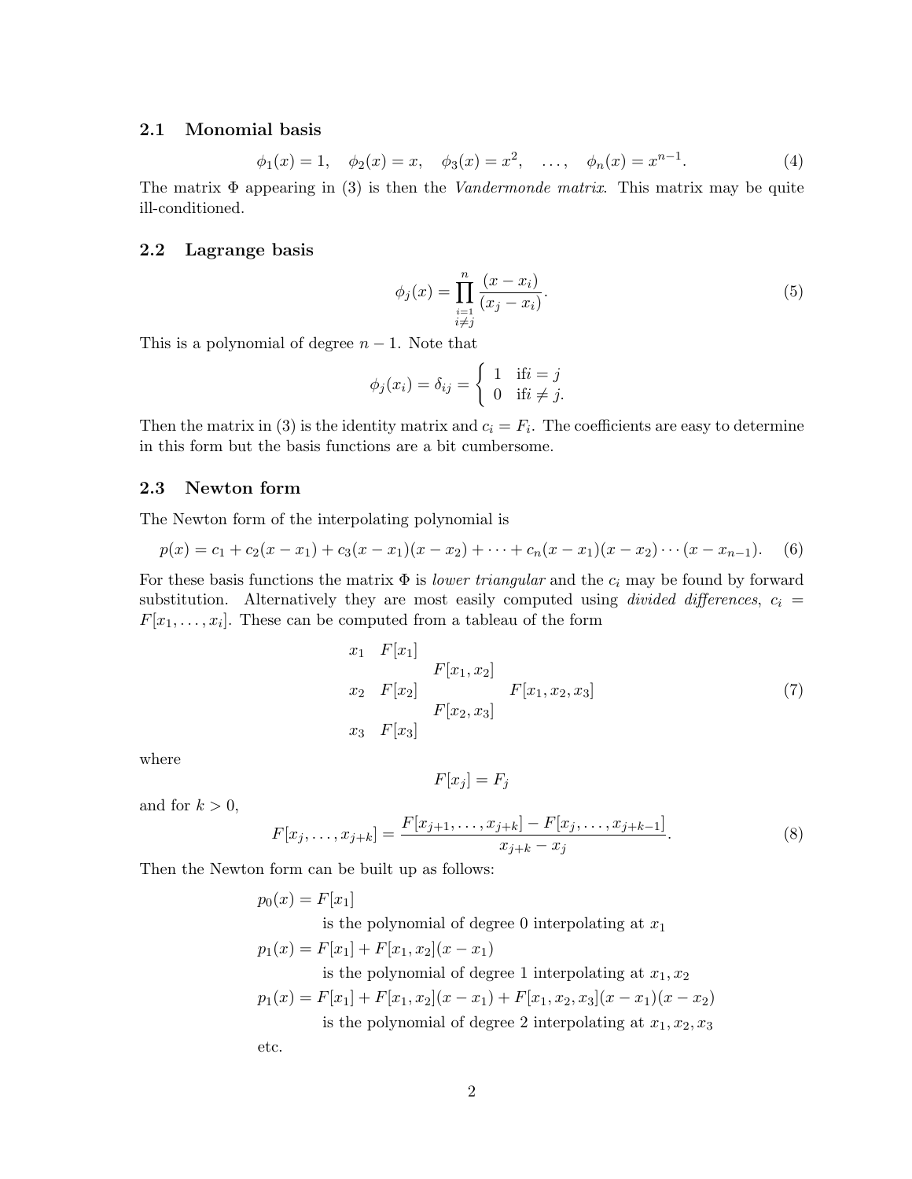### 2.1 Monomial basis

$$\phi_1(x) = 1, \quad \phi_2(x) = x, \quad \phi_3(x) = x^2, \quad \ldots, \quad \phi_n(x) = x^{n-1}. \tag{4}$$

The matrix $\Phi$ appearing in (3) is then the *Vandermonde matrix*. This matrix may be quite ill-conditioned.

### 2.2 Lagrange basis

$$\phi_j(x) = \prod_{\substack{i=1 \\ i \neq j}}^{n} \frac{(x - x_i)}{(x_j - x_i)}. \tag{5}$$

This is a polynomial of degree $n - 1$. Note that

$$\phi_j(x_i) = \delta_{ij} = \begin{cases} 1 & \text{if} i = j \\ 0 & \text{if} i \neq j. \end{cases}$$

Then the matrix in (3) is the identity matrix and $c_i = F_i$. The coefficients are easy to determine in this form but the basis functions are a bit cumbersome.

### 2.3 Newton form

The Newton form of the interpolating polynomial is

$$p(x) = c_1 + c_2(x - x_1) + c_3(x - x_1)(x - x_2) + \cdots + c_n(x - x_1)(x - x_2)\cdots(x - x_{n-1}). \tag{6}$$

For these basis functions the matrix $\Phi$ is *lower triangular* and the $c_i$ may be found by forward substitution. Alternatively they are most easily computed using *divided differences*, $c_i = F[x_1, \ldots, x_i]$. These can be computed from a tableau of the form

$$\begin{array}{lllll} x_1 & F[x_1] & & & \\ & & F[x_1, x_2] & & \\ x_2 & F[x_2] & & F[x_1, x_2, x_3] & \\ & & F[x_2, x_3] & & \\ x_3 & F[x_3] & & & \end{array} \tag{7}$$

where

$$F[x_j] = F_j$$

and for $k > 0$,

$$F[x_j, \ldots, x_{j+k}] = \frac{F[x_{j+1}, \ldots, x_{j+k}] - F[x_j, \ldots, x_{j+k-1}]}{x_{j+k} - x_j}. \tag{8}$$

Then the Newton form can be built up as follows:

$p_0(x) = F[x_1]$
  is the polynomial of degree 0 interpolating at $x_1$

$p_1(x) = F[x_1] + F[x_1, x_2](x - x_1)$
  is the polynomial of degree 1 interpolating at $x_1, x_2$

$p_1(x) = F[x_1] + F[x_1, x_2](x - x_1) + F[x_1, x_2, x_3](x - x_1)(x - x_2)$
  is the polynomial of degree 2 interpolating at $x_1, x_2, x_3$

etc.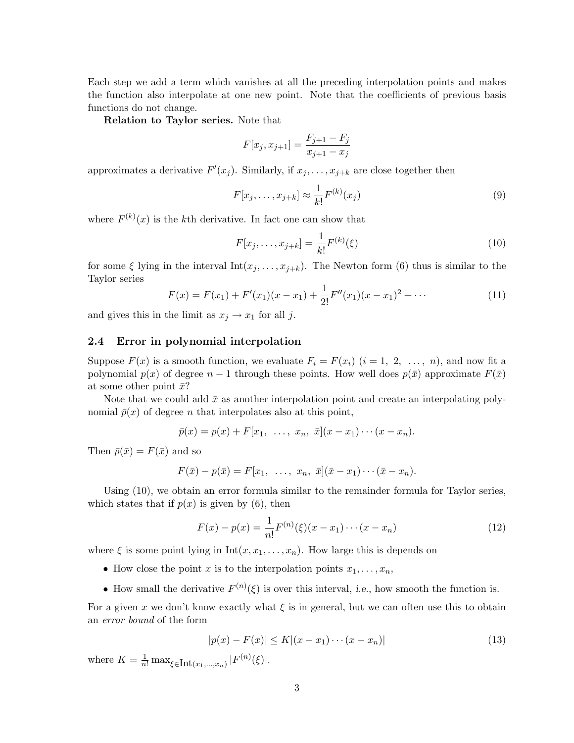Each step we add a term which vanishes at all the preceding interpolation points and makes the function also interpolate at one new point. Note that the coefficients of previous basis functions do not change.

**Relation to Taylor series.** Note that

$$F[x_j, x_{j+1}] = \frac{F_{j+1} - F_j}{x_{j+1} - x_j}$$

approximates a derivative $F'(x_j)$. Similarly, if $x_j, \ldots, x_{j+k}$ are close together then

$$F[x_j, \ldots, x_{j+k}] \approx \frac{1}{k!} F^{(k)}(x_j) \tag{9}$$

where $F^{(k)}(x)$ is the $k$th derivative. In fact one can show that

$$F[x_j, \ldots, x_{j+k}] = \frac{1}{k!} F^{(k)}(\xi) \tag{10}$$

for some $\xi$ lying in the interval $\text{Int}(x_j, \ldots, x_{j+k})$. The Newton form (6) thus is similar to the Taylor series

$$F(x) = F(x_1) + F'(x_1)(x - x_1) + \frac{1}{2!} F''(x_1)(x - x_1)^2 + \cdots \tag{11}$$

and gives this in the limit as $x_j \to x_1$ for all $j$.

## 2.4 Error in polynomial interpolation

Suppose $F(x)$ is a smooth function, we evaluate $F_i = F(x_i)$ $(i = 1,\ 2,\ \ldots,\ n)$, and now fit a polynomial $p(x)$ of degree $n - 1$ through these points. How well does $p(\bar{x})$ approximate $F(\bar{x})$ at some other point $\bar{x}$?

Note that we could add $\bar{x}$ as another interpolation point and create an interpolating polynomial $\bar{p}(x)$ of degree $n$ that interpolates also at this point,

$$\bar{p}(x) = p(x) + F[x_1,\ \ldots,\ x_n,\ \bar{x}](x - x_1) \cdots (x - x_n).$$

Then $\bar{p}(\bar{x}) = F(\bar{x})$ and so

$$F(\bar{x}) - p(\bar{x}) = F[x_1,\ \ldots,\ x_n,\ \bar{x}](\bar{x} - x_1) \cdots (\bar{x} - x_n).$$

Using (10), we obtain an error formula similar to the remainder formula for Taylor series, which states that if $p(x)$ is given by (6), then

$$F(x) - p(x) = \frac{1}{n!} F^{(n)}(\xi)(x - x_1) \cdots (x - x_n) \tag{12}$$

where $\xi$ is some point lying in $\text{Int}(x, x_1, \ldots, x_n)$. How large this is depends on

- How close the point $x$ is to the interpolation points $x_1, \ldots, x_n$,
- How small the derivative $F^{(n)}(\xi)$ is over this interval, *i.e.*, how smooth the function is.

For a given $x$ we don't know exactly what $\xi$ is in general, but we can often use this to obtain an *error bound* of the form

$$|p(x) - F(x)| \le K|(x - x_1) \cdots (x - x_n)| \tag{13}$$

where $K = \frac{1}{n!} \max_{\xi \in \text{Int}(x_1, \ldots, x_n)} |F^{(n)}(\xi)|$.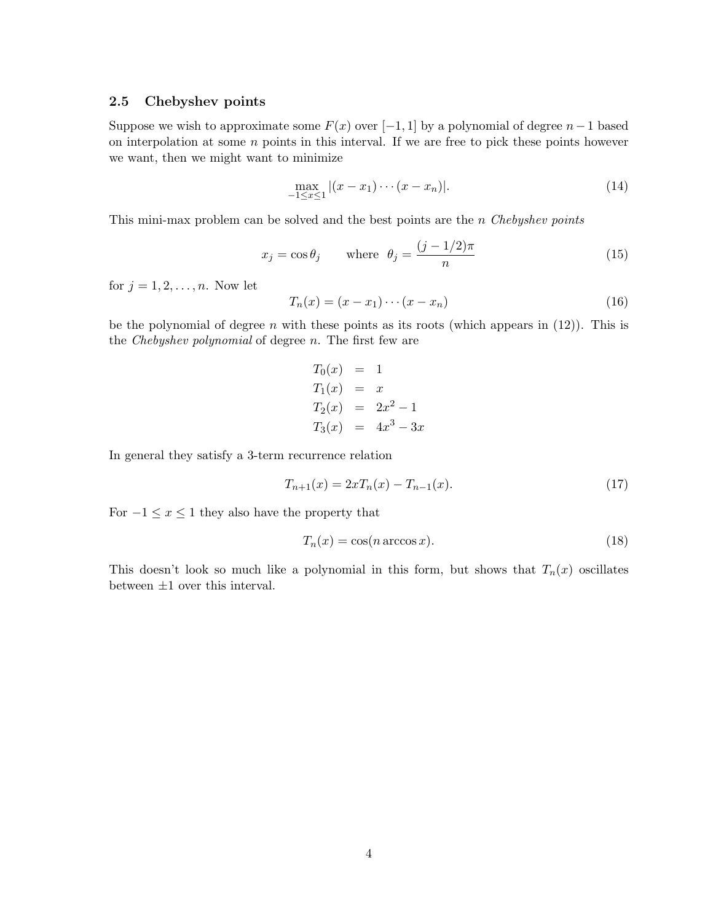### 2.5 Chebyshev points

Suppose we wish to approximate some $F(x)$ over $[-1, 1]$ by a polynomial of degree $n-1$ based on interpolation at some $n$ points in this interval. If we are free to pick these points however we want, then we might want to minimize

$$\max_{-1 \leq x \leq 1} |(x - x_1) \cdots (x - x_n)|. \tag{14}$$

This mini-max problem can be solved and the best points are the $n$ *Chebyshev points*

$$x_j = \cos \theta_j \qquad \text{where} \ \ \theta_j = \frac{(j - 1/2)\pi}{n} \tag{15}$$

for $j = 1, 2, \ldots, n$. Now let

$$T_n(x) = (x - x_1) \cdots (x - x_n) \tag{16}$$

be the polynomial of degree $n$ with these points as its roots (which appears in (12)). This is the *Chebyshev polynomial* of degree $n$. The first few are

$$\begin{aligned}
T_0(x) &= 1 \\
T_1(x) &= x \\
T_2(x) &= 2x^2 - 1 \\
T_3(x) &= 4x^3 - 3x
\end{aligned}$$

In general they satisfy a 3-term recurrence relation

$$T_{n+1}(x) = 2xT_n(x) - T_{n-1}(x). \tag{17}$$

For $-1 \leq x \leq 1$ they also have the property that

$$T_n(x) = \cos(n \arccos x). \tag{18}$$

This doesn't look so much like a polynomial in this form, but shows that $T_n(x)$ oscillates between $\pm 1$ over this interval.